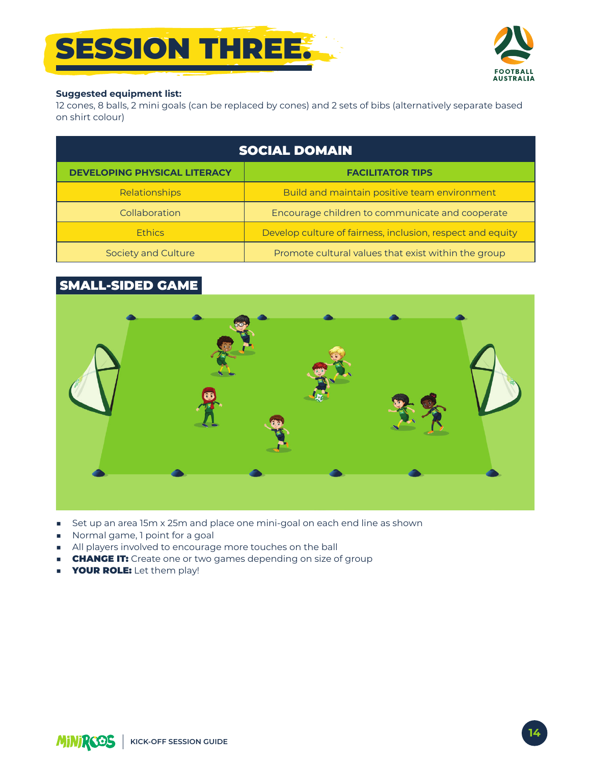# SESSION THREE.

**Suggested equipment list:**
12 cones, 8 balls, 2 mini goals (can be replaced by cones) and 2 sets of bibs (alternatively separate based on shirt colour)

| SOCIAL DOMAIN | |
|---|---|
| **DEVELOPING PHYSICAL LITERACY** | **FACILITATOR TIPS** |
| Relationships | Build and maintain positive team environment |
| Collaboration | Encourage children to communicate and cooperate |
| Ethics | Develop culture of fairness, inclusion, respect and equity |
| Society and Culture | Promote cultural values that exist within the group |

## SMALL-SIDED GAME

- Set up an area 15m x 25m and place one mini-goal on each end line as shown
- Normal game, 1 point for a goal
- All players involved to encourage more touches on the ball
- **CHANGE IT:** Create one or two games depending on size of group
- **YOUR ROLE:** Let them play!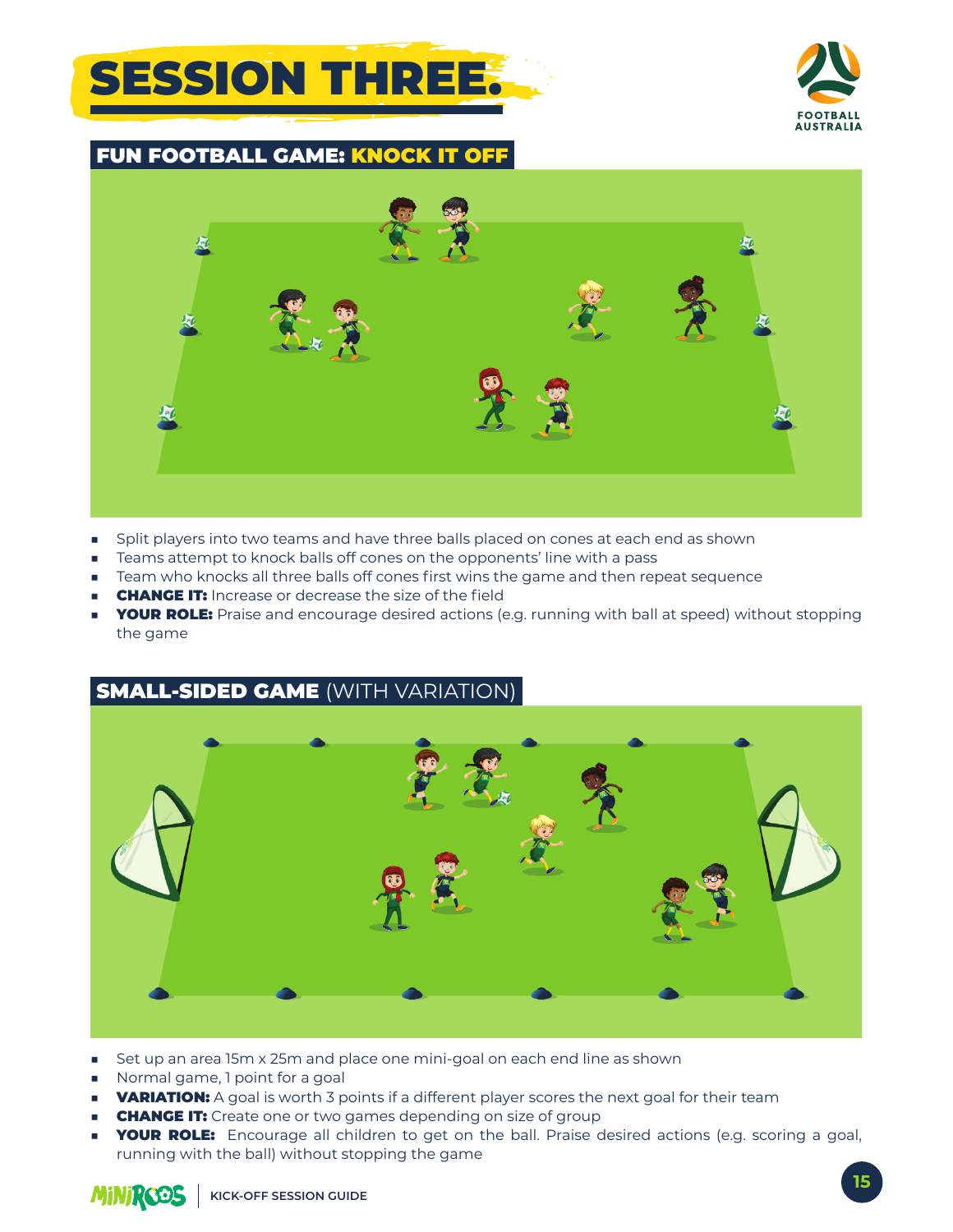# SESSION THREE.

## FUN FOOTBALL GAME: KNOCK IT OFF

- Split players into two teams and have three balls placed on cones at each end as shown
- Teams attempt to knock balls off cones on the opponents' line with a pass
- Team who knocks all three balls off cones first wins the game and then repeat sequence
- **CHANGE IT:** Increase or decrease the size of the field
- **YOUR ROLE:** Praise and encourage desired actions (e.g. running with ball at speed) without stopping the game

## SMALL-SIDED GAME (WITH VARIATION)

- Set up an area 15m x 25m and place one mini-goal on each end line as shown
- Normal game, 1 point for a goal
- **VARIATION:** A goal is worth 3 points if a different player scores the next goal for their team
- **CHANGE IT:** Create one or two games depending on size of group
- **YOUR ROLE:** Encourage all children to get on the ball. Praise desired actions (e.g. scoring a goal, running with the ball) without stopping the game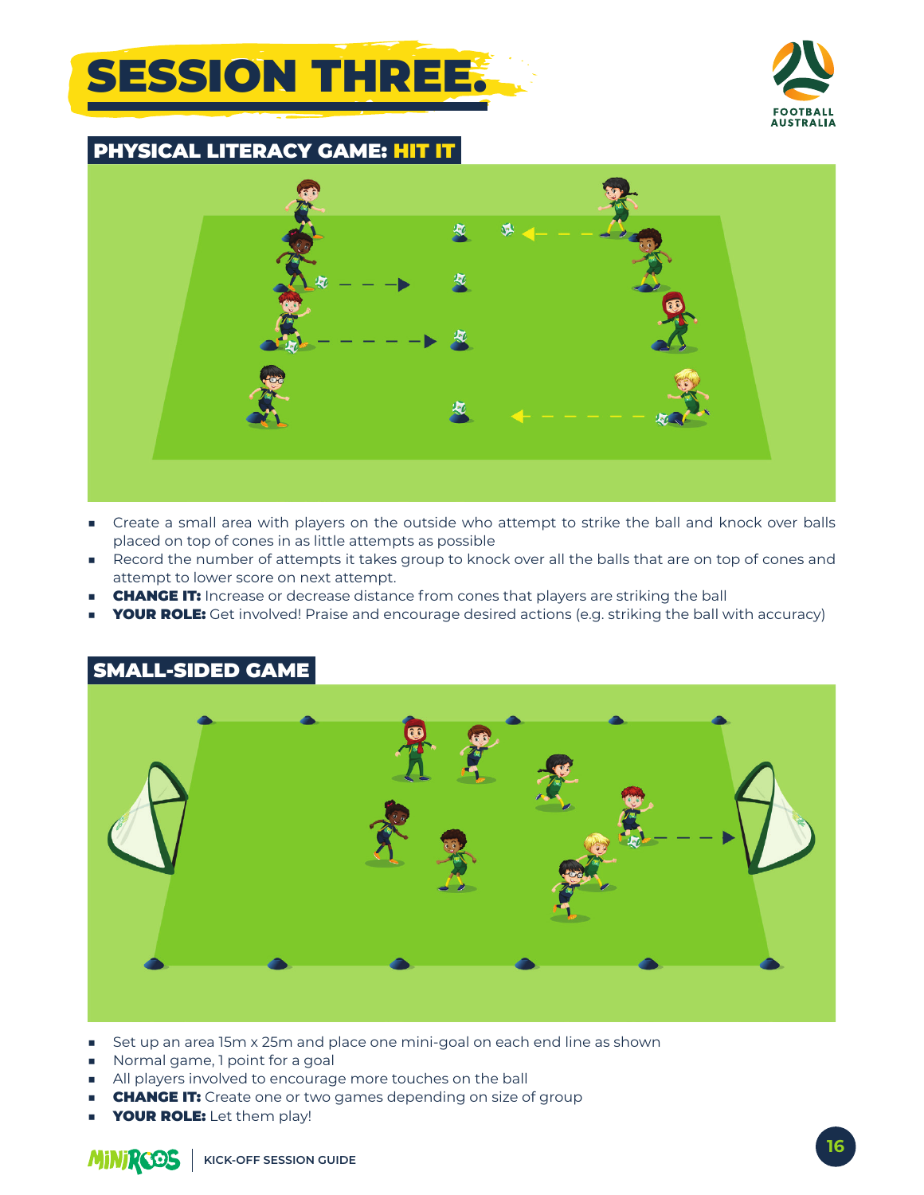# SESSION THREE.

## PHYSICAL LITERACY GAME: HIT IT

- Create a small area with players on the outside who attempt to strike the ball and knock over balls placed on top of cones in as little attempts as possible
- Record the number of attempts it takes group to knock over all the balls that are on top of cones and attempt to lower score on next attempt.
- **CHANGE IT:** Increase or decrease distance from cones that players are striking the ball
- **YOUR ROLE:** Get involved! Praise and encourage desired actions (e.g. striking the ball with accuracy)

## SMALL-SIDED GAME

- Set up an area 15m x 25m and place one mini-goal on each end line as shown
- Normal game, 1 point for a goal
- All players involved to encourage more touches on the ball
- **CHANGE IT:** Create one or two games depending on size of group
- **YOUR ROLE:** Let them play!